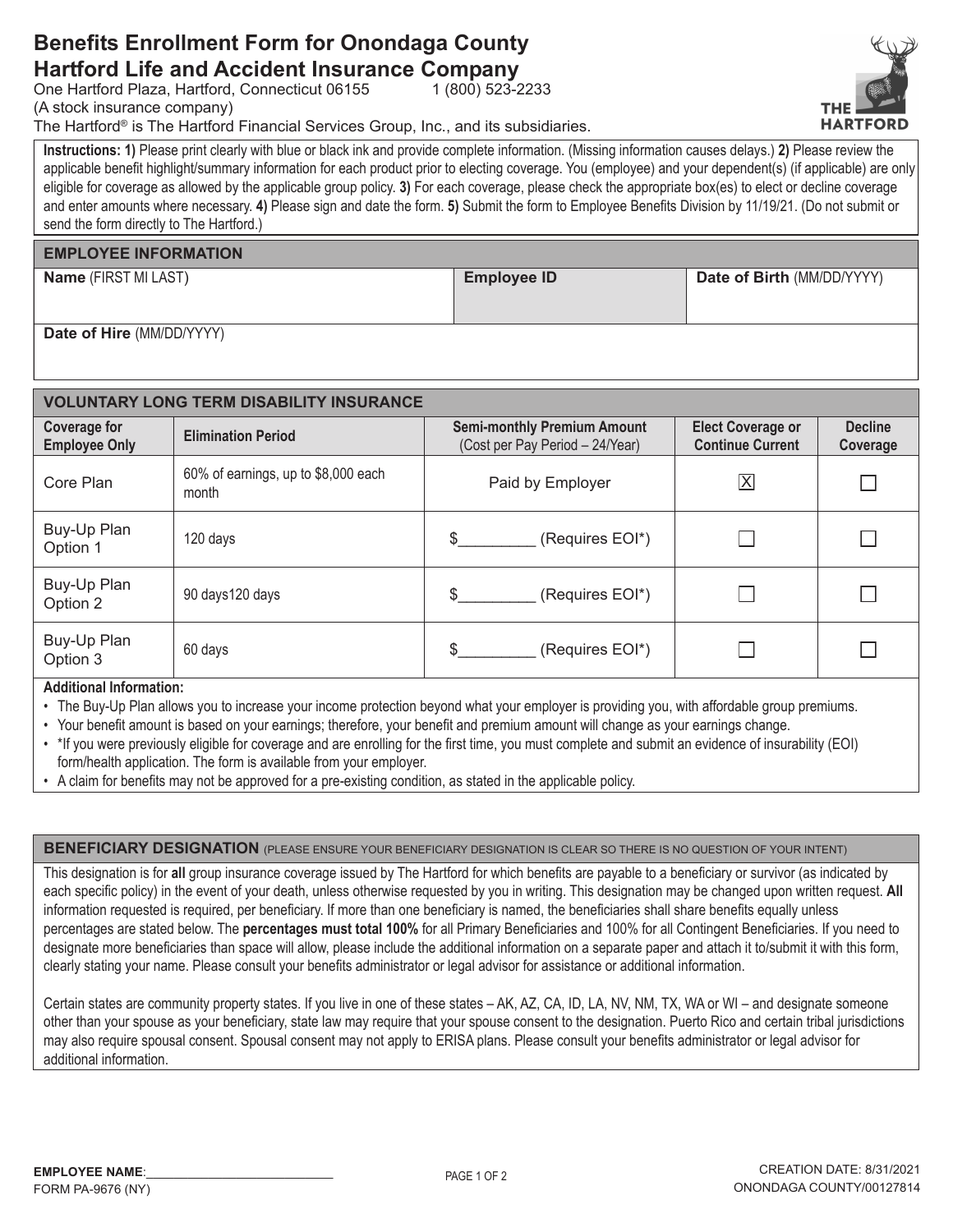# Benefits Enrollment Form for Onondaga County
# Hartford Life and Accident Insurance Company

One Hartford Plaza, Hartford, Connecticut 06155 1 (800) 523-2233
(A stock insurance company)
The Hartford® is The Hartford Financial Services Group, Inc., and its subsidiaries.

**Instructions: 1)** Please print clearly with blue or black ink and provide complete information. (Missing information causes delays.) **2)** Please review the applicable benefit highlight/summary information for each product prior to electing coverage. You (employee) and your dependent(s) (if applicable) are only eligible for coverage as allowed by the applicable group policy. **3)** For each coverage, please check the appropriate box(es) to elect or decline coverage and enter amounts where necessary. **4)** Please sign and date the form. **5)** Submit the form to Employee Benefits Division by 11/19/21. (Do not submit or send the form directly to The Hartford.)

## EMPLOYEE INFORMATION

| **Name** (FIRST MI LAST) | **Employee ID** | **Date of Birth** (MM/DD/YYYY) |
|---|---|---|
| | | |
| **Date of Hire** (MM/DD/YYYY) | | |
| | | |

## VOLUNTARY LONG TERM DISABILITY INSURANCE

| Coverage for Employee Only | Elimination Period | Semi-monthly Premium Amount (Cost per Pay Period – 24/Year) | Elect Coverage or Continue Current | Decline Coverage |
|---|---|---|---|---|
| Core Plan | 60% of earnings, up to $8,000 each month | Paid by Employer | ☒ | ☐ |
| Buy-Up Plan Option 1 | 120 days | $_________ (Requires EOI*) | ☐ | ☐ |
| Buy-Up Plan Option 2 | 90 days120 days | $_________ (Requires EOI*) | ☐ | ☐ |
| Buy-Up Plan Option 3 | 60 days | $_________ (Requires EOI*) | ☐ | ☐ |

**Additional Information:**

- The Buy-Up Plan allows you to increase your income protection beyond what your employer is providing you, with affordable group premiums.
- Your benefit amount is based on your earnings; therefore, your benefit and premium amount will change as your earnings change.
- *If you were previously eligible for coverage and are enrolling for the first time, you must complete and submit an evidence of insurability (EOI) form/health application. The form is available from your employer.
- A claim for benefits may not be approved for a pre-existing condition, as stated in the applicable policy.

## BENEFICIARY DESIGNATION (PLEASE ENSURE YOUR BENEFICIARY DESIGNATION IS CLEAR SO THERE IS NO QUESTION OF YOUR INTENT)

This designation is for **all** group insurance coverage issued by The Hartford for which benefits are payable to a beneficiary or survivor (as indicated by each specific policy) in the event of your death, unless otherwise requested by you in writing. This designation may be changed upon written request. **All** information requested is required, per beneficiary. If more than one beneficiary is named, the beneficiaries shall share benefits equally unless percentages are stated below. The **percentages must total 100%** for all Primary Beneficiaries and 100% for all Contingent Beneficiaries. If you need to designate more beneficiaries than space will allow, please include the additional information on a separate paper and attach it to/submit it with this form, clearly stating your name. Please consult your benefits administrator or legal advisor for assistance or additional information.

Certain states are community property states. If you live in one of these states – AK, AZ, CA, ID, LA, NV, NM, TX, WA or WI – and designate someone other than your spouse as your beneficiary, state law may require that your spouse consent to the designation. Puerto Rico and certain tribal jurisdictions may also require spousal consent. Spousal consent may not apply to ERISA plans. Please consult your benefits administrator or legal advisor for additional information.

**EMPLOYEE NAME**:____________________________

FORM PA-9676 (NY)

CREATION DATE: 8/31/2021
ONONDAGA COUNTY/00127814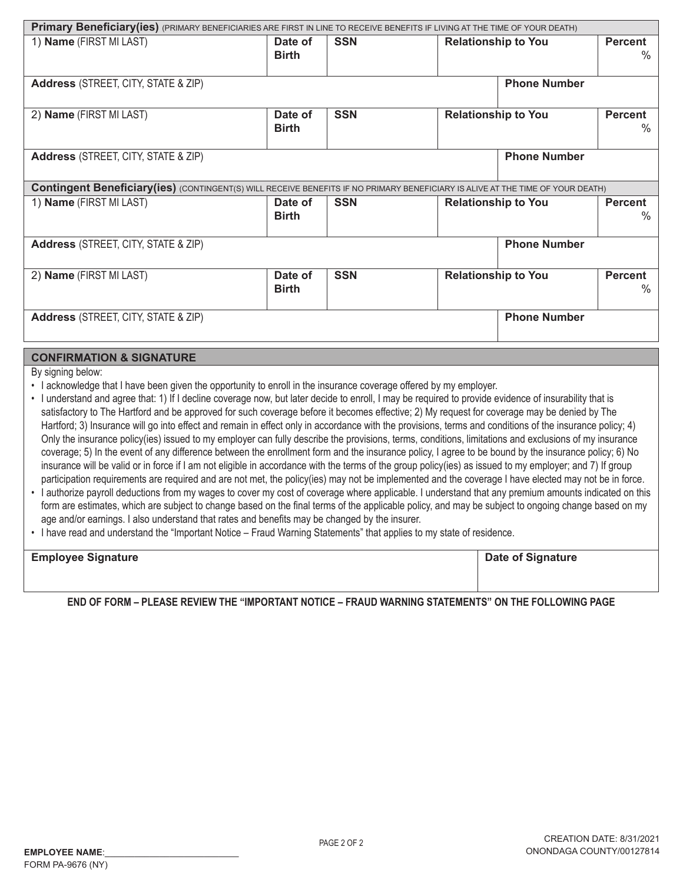## Primary Beneficiary(ies) (PRIMARY BENEFICIARIES ARE FIRST IN LINE TO RECEIVE BENEFITS IF LIVING AT THE TIME OF YOUR DEATH)

| 1) **Name** (FIRST MI LAST) | **Date of Birth** | **SSN** | **Relationship to You** | **Percent** % |
|---|---|---|---|---|
| **Address** (STREET, CITY, STATE & ZIP) | | | **Phone Number** | |
| 2) **Name** (FIRST MI LAST) | **Date of Birth** | **SSN** | **Relationship to You** | **Percent** % |
| **Address** (STREET, CITY, STATE & ZIP) | | | **Phone Number** | |

## Contingent Beneficiary(ies) (CONTINGENT(S) WILL RECEIVE BENEFITS IF NO PRIMARY BENEFICIARY IS ALIVE AT THE TIME OF YOUR DEATH)

| 1) **Name** (FIRST MI LAST) | **Date of Birth** | **SSN** | **Relationship to You** | **Percent** % |
|---|---|---|---|---|
| **Address** (STREET, CITY, STATE & ZIP) | | | **Phone Number** | |
| 2) **Name** (FIRST MI LAST) | **Date of Birth** | **SSN** | **Relationship to You** | **Percent** % |
| **Address** (STREET, CITY, STATE & ZIP) | | | **Phone Number** | |

## CONFIRMATION & SIGNATURE

By signing below:

- I acknowledge that I have been given the opportunity to enroll in the insurance coverage offered by my employer.
- I understand and agree that: 1) If I decline coverage now, but later decide to enroll, I may be required to provide evidence of insurability that is satisfactory to The Hartford and be approved for such coverage before it becomes effective; 2) My request for coverage may be denied by The Hartford; 3) Insurance will go into effect and remain in effect only in accordance with the provisions, terms and conditions of the insurance policy; 4) Only the insurance policy(ies) issued to my employer can fully describe the provisions, terms, conditions, limitations and exclusions of my insurance coverage; 5) In the event of any difference between the enrollment form and the insurance policy, I agree to be bound by the insurance policy; 6) No insurance will be valid or in force if I am not eligible in accordance with the terms of the group policy(ies) as issued to my employer; and 7) If group participation requirements are required and are not met, the policy(ies) may not be implemented and the coverage I have elected may not be in force.
- I authorize payroll deductions from my wages to cover my cost of coverage where applicable. I understand that any premium amounts indicated on this form are estimates, which are subject to change based on the final terms of the applicable policy, and may be subject to ongoing change based on my age and/or earnings. I also understand that rates and benefits may be changed by the insurer.
- I have read and understand the "Important Notice – Fraud Warning Statements" that applies to my state of residence.

| **Employee Signature** | **Date of Signature** |
|---|---|
| | |

**END OF FORM – PLEASE REVIEW THE "IMPORTANT NOTICE – FRAUD WARNING STATEMENTS" ON THE FOLLOWING PAGE**

**EMPLOYEE NAME**:___________________________

FORM PA-9676 (NY)

CREATION DATE: 8/31/2021
ONONDAGA COUNTY/00127814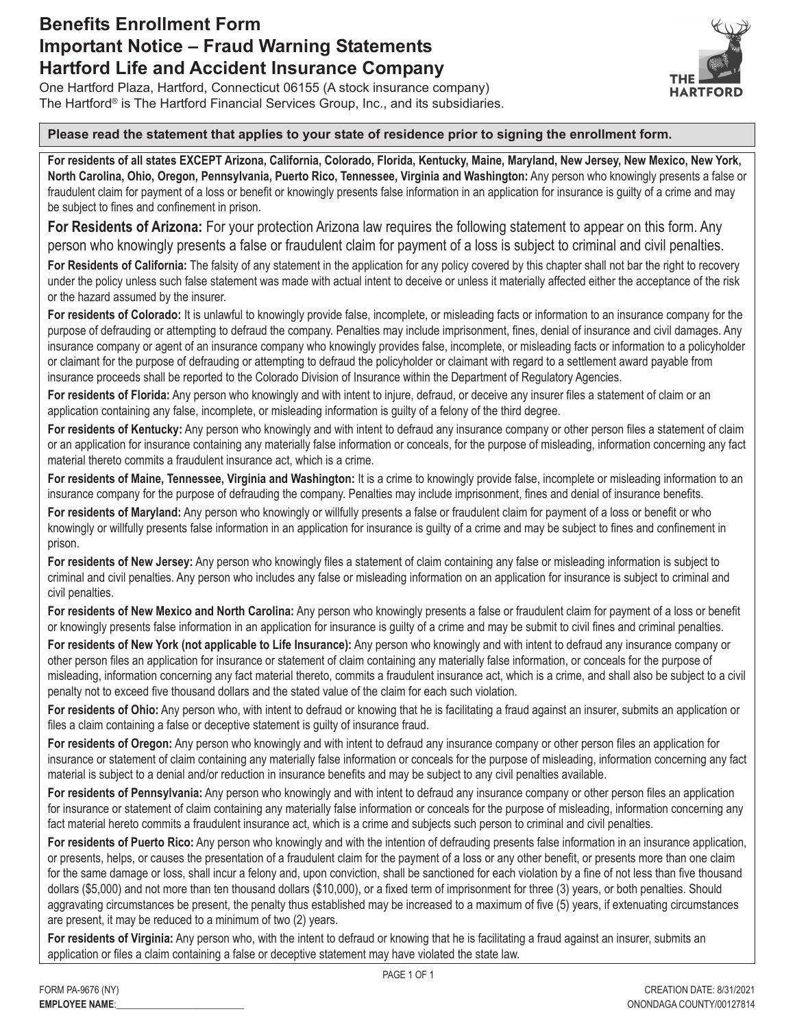# Benefits Enrollment Form
# Important Notice – Fraud Warning Statements
# Hartford Life and Accident Insurance Company

One Hartford Plaza, Hartford, Connecticut 06155 (A stock insurance company)
The Hartford® is The Hartford Financial Services Group, Inc., and its subsidiaries.

**Please read the statement that applies to your state of residence prior to signing the enrollment form.**

**For residents of all states EXCEPT Arizona, California, Colorado, Florida, Kentucky, Maine, Maryland, New Jersey, New Mexico, New York, North Carolina, Ohio, Oregon, Pennsylvania, Puerto Rico, Tennessee, Virginia and Washington:** Any person who knowingly presents a false or fraudulent claim for payment of a loss or benefit or knowingly presents false information in an application for insurance is guilty of a crime and may be subject to fines and confinement in prison.

**For Residents of Arizona:** For your protection Arizona law requires the following statement to appear on this form. Any person who knowingly presents a false or fraudulent claim for payment of a loss is subject to criminal and civil penalties.

**For Residents of California:** The falsity of any statement in the application for any policy covered by this chapter shall not bar the right to recovery under the policy unless such false statement was made with actual intent to deceive or unless it materially affected either the acceptance of the risk or the hazard assumed by the insurer.

**For residents of Colorado:** It is unlawful to knowingly provide false, incomplete, or misleading facts or information to an insurance company for the purpose of defrauding or attempting to defraud the company. Penalties may include imprisonment, fines, denial of insurance and civil damages. Any insurance company or agent of an insurance company who knowingly provides false, incomplete, or misleading facts or information to a policyholder or claimant for the purpose of defrauding or attempting to defraud the policyholder or claimant with regard to a settlement award payable from insurance proceeds shall be reported to the Colorado Division of Insurance within the Department of Regulatory Agencies.

**For residents of Florida:** Any person who knowingly and with intent to injure, defraud, or deceive any insurer files a statement of claim or an application containing any false, incomplete, or misleading information is guilty of a felony of the third degree.

**For residents of Kentucky:** Any person who knowingly and with intent to defraud any insurance company or other person files a statement of claim or an application for insurance containing any materially false information or conceals, for the purpose of misleading, information concerning any fact material thereto commits a fraudulent insurance act, which is a crime.

**For residents of Maine, Tennessee, Virginia and Washington:** It is a crime to knowingly provide false, incomplete or misleading information to an insurance company for the purpose of defrauding the company. Penalties may include imprisonment, fines and denial of insurance benefits.

**For residents of Maryland:** Any person who knowingly or willfully presents a false or fraudulent claim for payment of a loss or benefit or who knowingly or willfully presents false information in an application for insurance is guilty of a crime and may be subject to fines and confinement in prison.

**For residents of New Jersey:** Any person who knowingly files a statement of claim containing any false or misleading information is subject to criminal and civil penalties. Any person who includes any false or misleading information on an application for insurance is subject to criminal and civil penalties.

**For residents of New Mexico and North Carolina:** Any person who knowingly presents a false or fraudulent claim for payment of a loss or benefit or knowingly presents false information in an application for insurance is guilty of a crime and may be submit to civil fines and criminal penalties.

**For residents of New York (not applicable to Life Insurance):** Any person who knowingly and with intent to defraud any insurance company or other person files an application for insurance or statement of claim containing any materially false information, or conceals for the purpose of misleading, information concerning any fact material thereto, commits a fraudulent insurance act, which is a crime, and shall also be subject to a civil penalty not to exceed five thousand dollars and the stated value of the claim for each such violation.

**For residents of Ohio:** Any person who, with intent to defraud or knowing that he is facilitating a fraud against an insurer, submits an application or files a claim containing a false or deceptive statement is guilty of insurance fraud.

**For residents of Oregon:** Any person who knowingly and with intent to defraud any insurance company or other person files an application for insurance or statement of claim containing any materially false information or conceals for the purpose of misleading, information concerning any fact material is subject to a denial and/or reduction in insurance benefits and may be subject to any civil penalties available.

**For residents of Pennsylvania:** Any person who knowingly and with intent to defraud any insurance company or other person files an application for insurance or statement of claim containing any materially false information or conceals for the purpose of misleading, information concerning any fact material hereto commits a fraudulent insurance act, which is a crime and subjects such person to criminal and civil penalties.

**For residents of Puerto Rico:** Any person who knowingly and with the intention of defrauding presents false information in an insurance application, or presents, helps, or causes the presentation of a fraudulent claim for the payment of a loss or any other benefit, or presents more than one claim for the same damage or loss, shall incur a felony and, upon conviction, shall be sanctioned for each violation by a fine of not less than five thousand dollars ($5,000) and not more than ten thousand dollars ($10,000), or a fixed term of imprisonment for three (3) years, or both penalties. Should aggravating circumstances be present, the penalty thus established may be increased to a maximum of five (5) years, if extenuating circumstances are present, it may be reduced to a minimum of two (2) years.

**For residents of Virginia:** Any person who, with the intent to defraud or knowing that he is facilitating a fraud against an insurer, submits an application or files a claim containing a false or deceptive statement may have violated the state law.

FORM PA-9676 (NY)
**EMPLOYEE NAME**:___________________________

CREATION DATE: 8/31/2021
ONONDAGA COUNTY/00127814